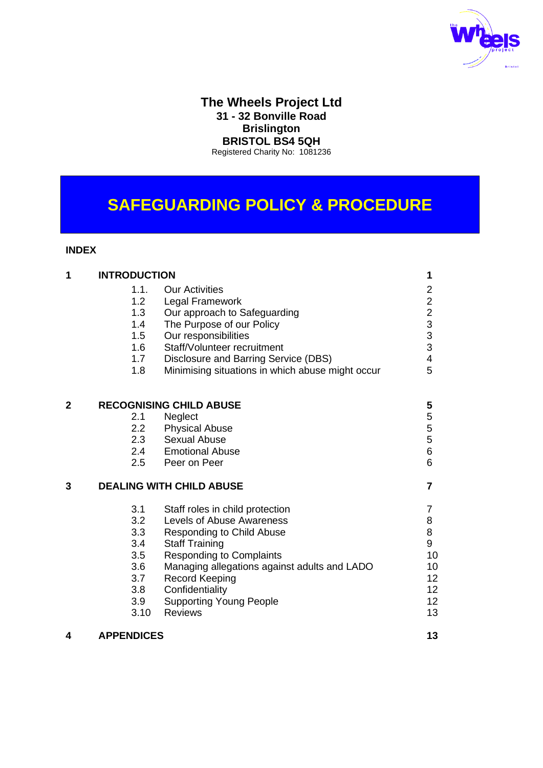**The Wheels Project Ltd**
**31 - 32 Bonville Road**
**Brislington**
**BRISTOL BS4 5QH**
Registered Charity No: 1081236

# SAFEGUARDING POLICY & PROCEDURE

**INDEX**

| | | | |
|---|---|---|---|
| **1** | **INTRODUCTION** | | **1** |
| | 1.1. | Our Activities | 2 |
| | 1.2 | Legal Framework | 2 |
| | 1.3 | Our approach to Safeguarding | 2 |
| | 1.4 | The Purpose of our Policy | 3 |
| | 1.5 | Our responsibilities | 3 |
| | 1.6 | Staff/Volunteer recruitment | 3 |
| | 1.7 | Disclosure and Barring Service (DBS) | 4 |
| | 1.8 | Minimising situations in which abuse might occur | 5 |
| **2** | **RECOGNISING CHILD ABUSE** | | **5** |
| | 2.1 | Neglect | 5 |
| | 2.2 | Physical Abuse | 5 |
| | 2.3 | Sexual Abuse | 5 |
| | 2.4 | Emotional Abuse | 6 |
| | 2.5 | Peer on Peer | 6 |
| **3** | **DEALING WITH CHILD ABUSE** | | **7** |
| | 3.1 | Staff roles in child protection | 7 |
| | 3.2 | Levels of Abuse Awareness | 8 |
| | 3.3 | Responding to Child Abuse | 8 |
| | 3.4 | Staff Training | 9 |
| | 3.5 | Responding to Complaints | 10 |
| | 3.6 | Managing allegations against adults and LADO | 10 |
| | 3.7 | Record Keeping | 12 |
| | 3.8 | Confidentiality | 12 |
| | 3.9 | Supporting Young People | 12 |
| | 3.10 | Reviews | 13 |
| **4** | **APPENDICES** | | **13** |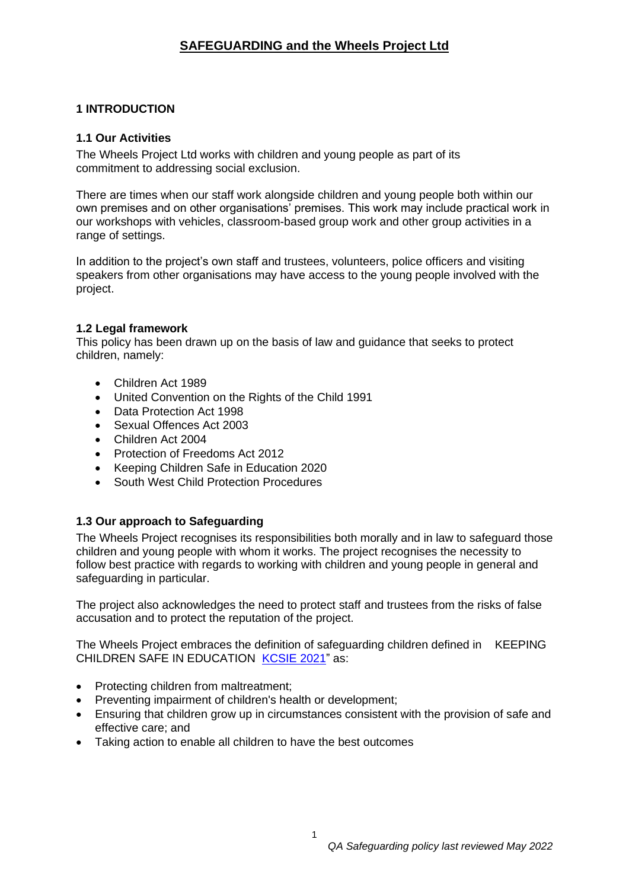# SAFEGUARDING and the Wheels Project Ltd

## 1 INTRODUCTION

### 1.1 Our Activities

The Wheels Project Ltd works with children and young people as part of its commitment to addressing social exclusion.

There are times when our staff work alongside children and young people both within our own premises and on other organisations' premises. This work may include practical work in our workshops with vehicles, classroom-based group work and other group activities in a range of settings.

In addition to the project's own staff and trustees, volunteers, police officers and visiting speakers from other organisations may have access to the young people involved with the project.

### 1.2 Legal framework

This policy has been drawn up on the basis of law and guidance that seeks to protect children, namely:

- Children Act 1989
- United Convention on the Rights of the Child 1991
- Data Protection Act 1998
- Sexual Offences Act 2003
- Children Act 2004
- Protection of Freedoms Act 2012
- Keeping Children Safe in Education 2020
- South West Child Protection Procedures

### 1.3 Our approach to Safeguarding

The Wheels Project recognises its responsibilities both morally and in law to safeguard those children and young people with whom it works. The project recognises the necessity to follow best practice with regards to working with children and young people in general and safeguarding in particular.

The project also acknowledges the need to protect staff and trustees from the risks of false accusation and to protect the reputation of the project.

The Wheels Project embraces the definition of safeguarding children defined in KEEPING CHILDREN SAFE IN EDUCATION KCSIE 2021" as:

- Protecting children from maltreatment;
- Preventing impairment of children's health or development;
- Ensuring that children grow up in circumstances consistent with the provision of safe and effective care; and
- Taking action to enable all children to have the best outcomes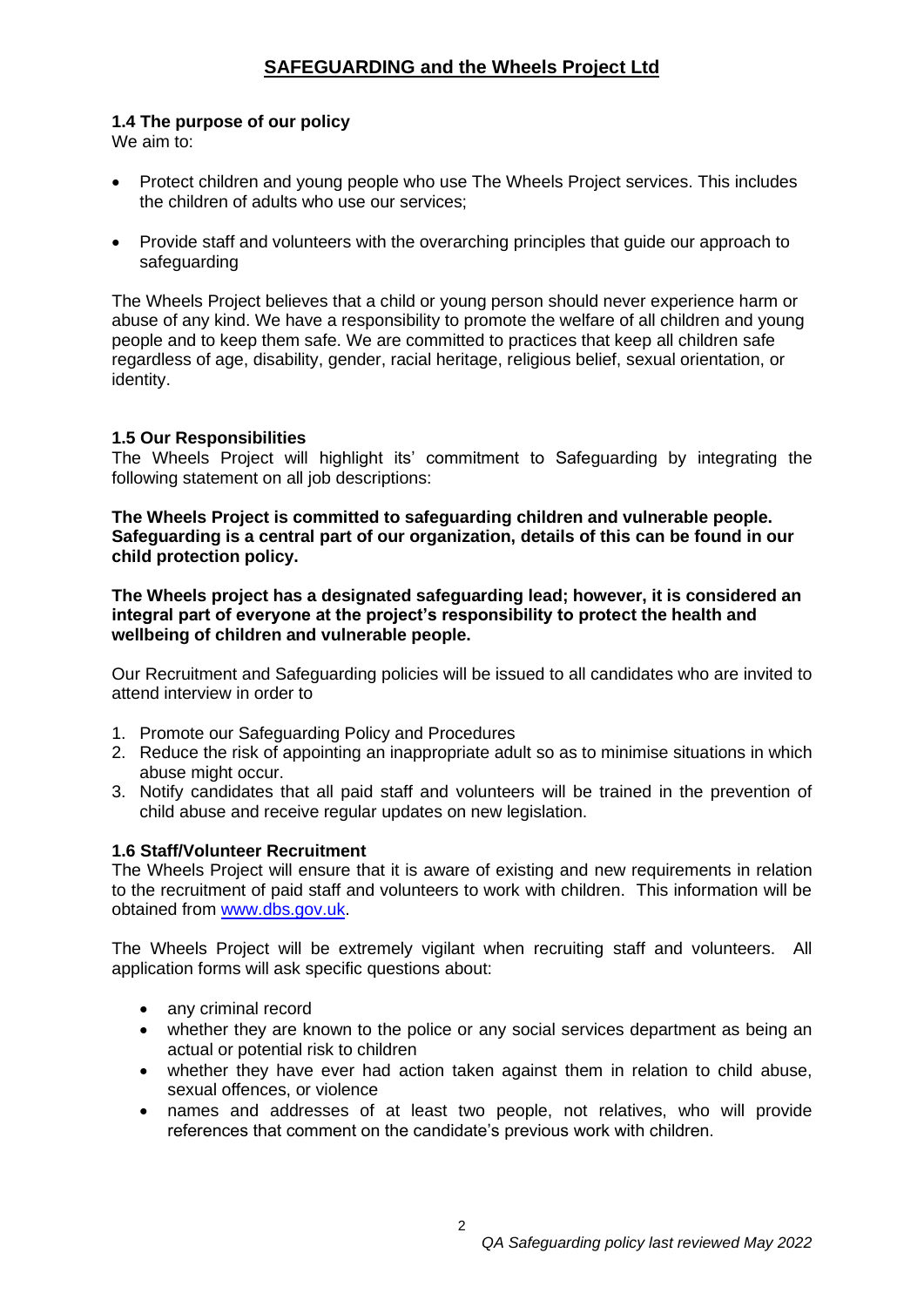## SAFEGUARDING and the Wheels Project Ltd

### 1.4 The purpose of our policy

We aim to:

- Protect children and young people who use The Wheels Project services. This includes the children of adults who use our services;
- Provide staff and volunteers with the overarching principles that guide our approach to safeguarding

The Wheels Project believes that a child or young person should never experience harm or abuse of any kind. We have a responsibility to promote the welfare of all children and young people and to keep them safe. We are committed to practices that keep all children safe regardless of age, disability, gender, racial heritage, religious belief, sexual orientation, or identity.

### 1.5 Our Responsibilities

The Wheels Project will highlight its' commitment to Safeguarding by integrating the following statement on all job descriptions:

**The Wheels Project is committed to safeguarding children and vulnerable people. Safeguarding is a central part of our organization, details of this can be found in our child protection policy.**

**The Wheels project has a designated safeguarding lead; however, it is considered an integral part of everyone at the project's responsibility to protect the health and wellbeing of children and vulnerable people.**

Our Recruitment and Safeguarding policies will be issued to all candidates who are invited to attend interview in order to

1. Promote our Safeguarding Policy and Procedures
2. Reduce the risk of appointing an inappropriate adult so as to minimise situations in which abuse might occur.
3. Notify candidates that all paid staff and volunteers will be trained in the prevention of child abuse and receive regular updates on new legislation.

### 1.6 Staff/Volunteer Recruitment

The Wheels Project will ensure that it is aware of existing and new requirements in relation to the recruitment of paid staff and volunteers to work with children. This information will be obtained from [www.dbs.gov.uk](http://www.dbs.gov.uk).

The Wheels Project will be extremely vigilant when recruiting staff and volunteers. All application forms will ask specific questions about:

- any criminal record
- whether they are known to the police or any social services department as being an actual or potential risk to children
- whether they have ever had action taken against them in relation to child abuse, sexual offences, or violence
- names and addresses of at least two people, not relatives, who will provide references that comment on the candidate's previous work with children.

*QA Safeguarding policy last reviewed May 2022*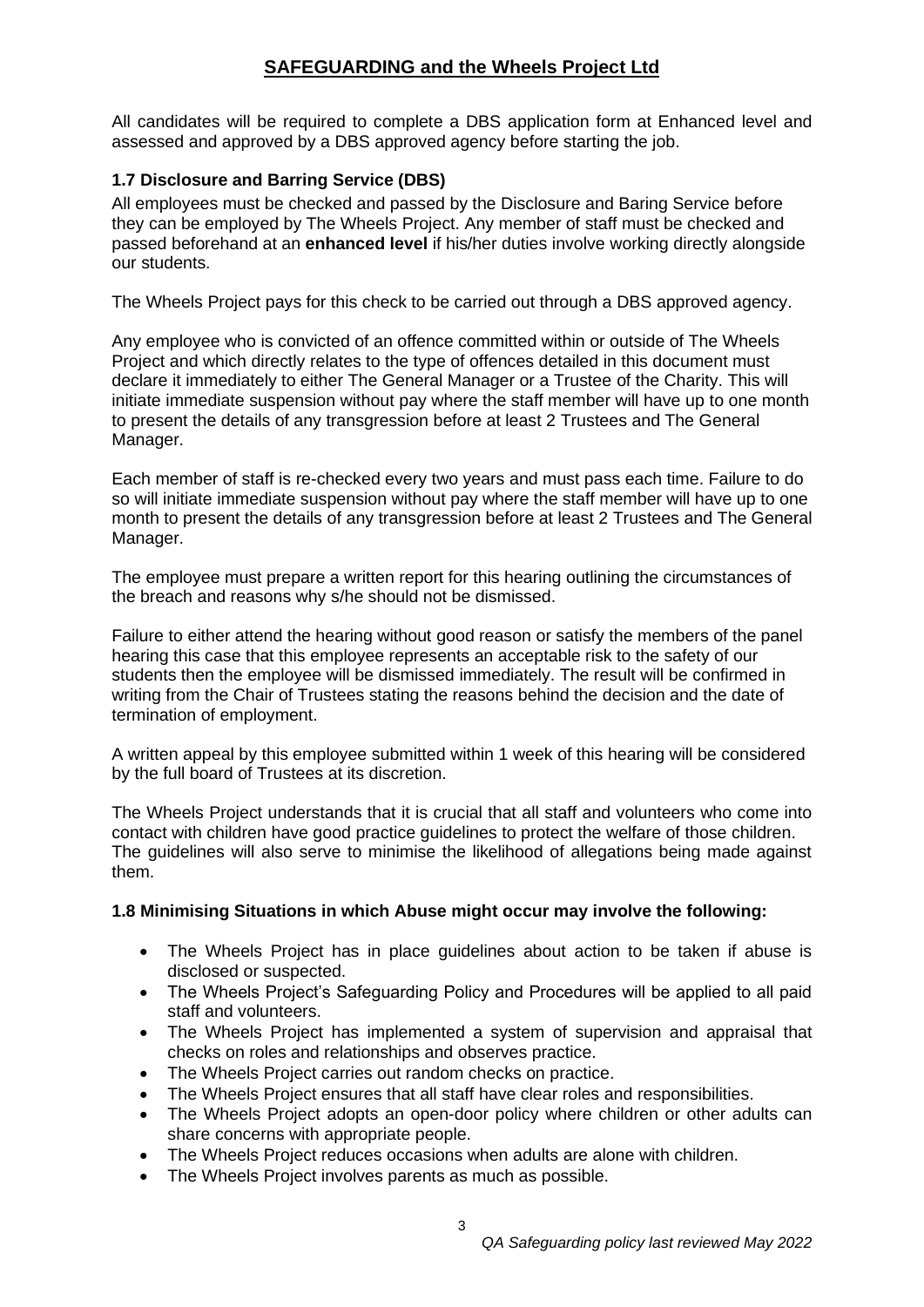# SAFEGUARDING and the Wheels Project Ltd

All candidates will be required to complete a DBS application form at Enhanced level and assessed and approved by a DBS approved agency before starting the job.

### 1.7 Disclosure and Barring Service (DBS)

All employees must be checked and passed by the Disclosure and Baring Service before they can be employed by The Wheels Project. Any member of staff must be checked and passed beforehand at an **enhanced level** if his/her duties involve working directly alongside our students.

The Wheels Project pays for this check to be carried out through a DBS approved agency.

Any employee who is convicted of an offence committed within or outside of The Wheels Project and which directly relates to the type of offences detailed in this document must declare it immediately to either The General Manager or a Trustee of the Charity. This will initiate immediate suspension without pay where the staff member will have up to one month to present the details of any transgression before at least 2 Trustees and The General Manager.

Each member of staff is re-checked every two years and must pass each time. Failure to do so will initiate immediate suspension without pay where the staff member will have up to one month to present the details of any transgression before at least 2 Trustees and The General Manager.

The employee must prepare a written report for this hearing outlining the circumstances of the breach and reasons why s/he should not be dismissed.

Failure to either attend the hearing without good reason or satisfy the members of the panel hearing this case that this employee represents an acceptable risk to the safety of our students then the employee will be dismissed immediately. The result will be confirmed in writing from the Chair of Trustees stating the reasons behind the decision and the date of termination of employment.

A written appeal by this employee submitted within 1 week of this hearing will be considered by the full board of Trustees at its discretion.

The Wheels Project understands that it is crucial that all staff and volunteers who come into contact with children have good practice guidelines to protect the welfare of those children. The guidelines will also serve to minimise the likelihood of allegations being made against them.

### 1.8 Minimising Situations in which Abuse might occur may involve the following:

- The Wheels Project has in place guidelines about action to be taken if abuse is disclosed or suspected.
- The Wheels Project's Safeguarding Policy and Procedures will be applied to all paid staff and volunteers.
- The Wheels Project has implemented a system of supervision and appraisal that checks on roles and relationships and observes practice.
- The Wheels Project carries out random checks on practice.
- The Wheels Project ensures that all staff have clear roles and responsibilities.
- The Wheels Project adopts an open-door policy where children or other adults can share concerns with appropriate people.
- The Wheels Project reduces occasions when adults are alone with children.
- The Wheels Project involves parents as much as possible.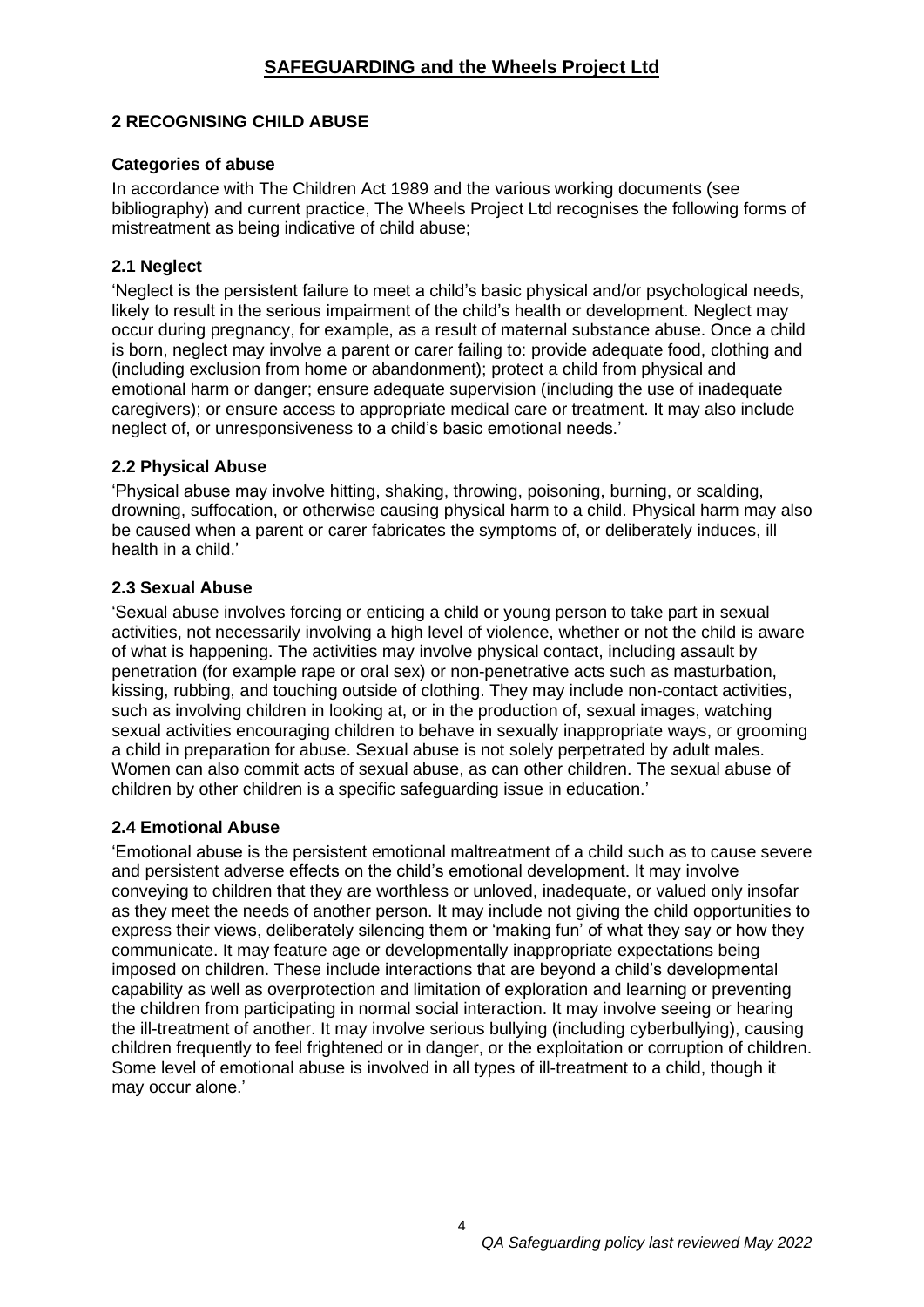## 2 RECOGNISING CHILD ABUSE

### Categories of abuse

In accordance with The Children Act 1989 and the various working documents (see bibliography) and current practice, The Wheels Project Ltd recognises the following forms of mistreatment as being indicative of child abuse;

### 2.1 Neglect

'Neglect is the persistent failure to meet a child's basic physical and/or psychological needs, likely to result in the serious impairment of the child's health or development. Neglect may occur during pregnancy, for example, as a result of maternal substance abuse. Once a child is born, neglect may involve a parent or carer failing to: provide adequate food, clothing and (including exclusion from home or abandonment); protect a child from physical and emotional harm or danger; ensure adequate supervision (including the use of inadequate caregivers); or ensure access to appropriate medical care or treatment. It may also include neglect of, or unresponsiveness to a child's basic emotional needs.'

### 2.2 Physical Abuse

'Physical abuse may involve hitting, shaking, throwing, poisoning, burning, or scalding, drowning, suffocation, or otherwise causing physical harm to a child. Physical harm may also be caused when a parent or carer fabricates the symptoms of, or deliberately induces, ill health in a child.'

### 2.3 Sexual Abuse

'Sexual abuse involves forcing or enticing a child or young person to take part in sexual activities, not necessarily involving a high level of violence, whether or not the child is aware of what is happening. The activities may involve physical contact, including assault by penetration (for example rape or oral sex) or non-penetrative acts such as masturbation, kissing, rubbing, and touching outside of clothing. They may include non-contact activities, such as involving children in looking at, or in the production of, sexual images, watching sexual activities encouraging children to behave in sexually inappropriate ways, or grooming a child in preparation for abuse. Sexual abuse is not solely perpetrated by adult males. Women can also commit acts of sexual abuse, as can other children. The sexual abuse of children by other children is a specific safeguarding issue in education.'

### 2.4 Emotional Abuse

'Emotional abuse is the persistent emotional maltreatment of a child such as to cause severe and persistent adverse effects on the child's emotional development. It may involve conveying to children that they are worthless or unloved, inadequate, or valued only insofar as they meet the needs of another person. It may include not giving the child opportunities to express their views, deliberately silencing them or 'making fun' of what they say or how they communicate. It may feature age or developmentally inappropriate expectations being imposed on children. These include interactions that are beyond a child's developmental capability as well as overprotection and limitation of exploration and learning or preventing the children from participating in normal social interaction. It may involve seeing or hearing the ill-treatment of another. It may involve serious bullying (including cyberbullying), causing children frequently to feel frightened or in danger, or the exploitation or corruption of children. Some level of emotional abuse is involved in all types of ill-treatment to a child, though it may occur alone.'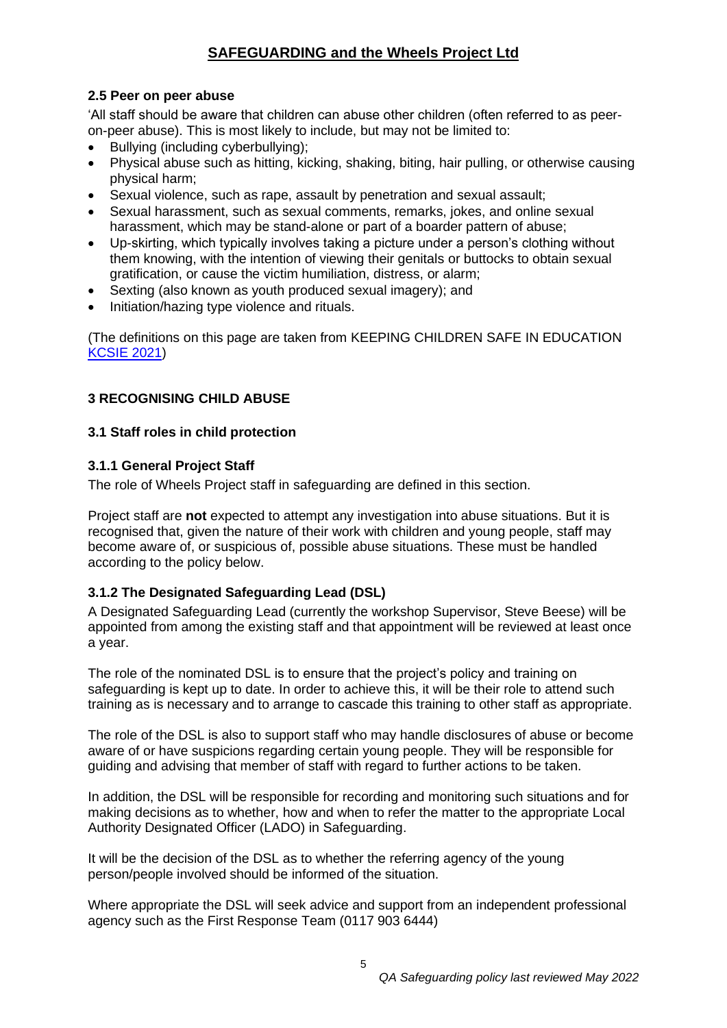### 2.5 Peer on peer abuse

'All staff should be aware that children can abuse other children (often referred to as peer-on-peer abuse). This is most likely to include, but may not be limited to:

- Bullying (including cyberbullying);
- Physical abuse such as hitting, kicking, shaking, biting, hair pulling, or otherwise causing physical harm;
- Sexual violence, such as rape, assault by penetration and sexual assault;
- Sexual harassment, such as sexual comments, remarks, jokes, and online sexual harassment, which may be stand-alone or part of a boarder pattern of abuse;
- Up-skirting, which typically involves taking a picture under a person's clothing without them knowing, with the intention of viewing their genitals or buttocks to obtain sexual gratification, or cause the victim humiliation, distress, or alarm;
- Sexting (also known as youth produced sexual imagery); and
- Initiation/hazing type violence and rituals.

(The definitions on this page are taken from KEEPING CHILDREN SAFE IN EDUCATION [KCSIE 2021])

## 3 RECOGNISING CHILD ABUSE

### 3.1 Staff roles in child protection

#### 3.1.1 General Project Staff

The role of Wheels Project staff in safeguarding are defined in this section.

Project staff are **not** expected to attempt any investigation into abuse situations. But it is recognised that, given the nature of their work with children and young people, staff may become aware of, or suspicious of, possible abuse situations. These must be handled according to the policy below.

#### 3.1.2 The Designated Safeguarding Lead (DSL)

A Designated Safeguarding Lead (currently the workshop Supervisor, Steve Beese) will be appointed from among the existing staff and that appointment will be reviewed at least once a year.

The role of the nominated DSL is to ensure that the project's policy and training on safeguarding is kept up to date. In order to achieve this, it will be their role to attend such training as is necessary and to arrange to cascade this training to other staff as appropriate.

The role of the DSL is also to support staff who may handle disclosures of abuse or become aware of or have suspicions regarding certain young people. They will be responsible for guiding and advising that member of staff with regard to further actions to be taken.

In addition, the DSL will be responsible for recording and monitoring such situations and for making decisions as to whether, how and when to refer the matter to the appropriate Local Authority Designated Officer (LADO) in Safeguarding.

It will be the decision of the DSL as to whether the referring agency of the young person/people involved should be informed of the situation.

Where appropriate the DSL will seek advice and support from an independent professional agency such as the First Response Team (0117 903 6444)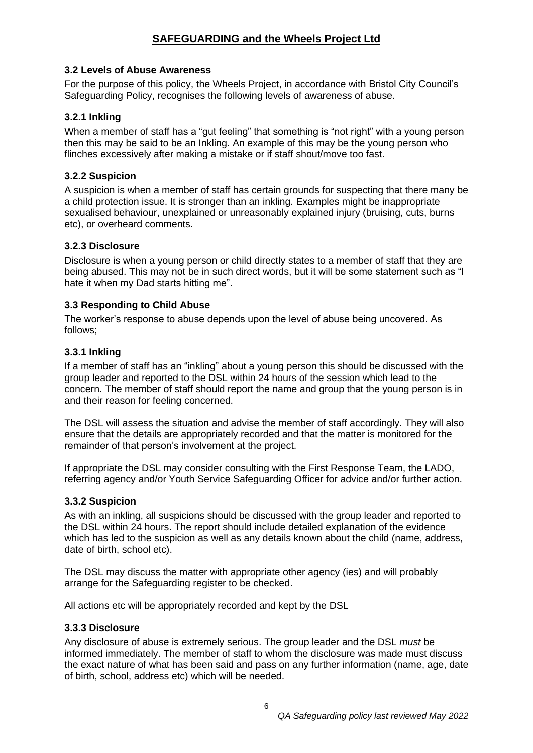# SAFEGUARDING and the Wheels Project Ltd

### 3.2 Levels of Abuse Awareness

For the purpose of this policy, the Wheels Project, in accordance with Bristol City Council's Safeguarding Policy, recognises the following levels of awareness of abuse.

#### 3.2.1 Inkling

When a member of staff has a "gut feeling" that something is "not right" with a young person then this may be said to be an Inkling. An example of this may be the young person who flinches excessively after making a mistake or if staff shout/move too fast.

#### 3.2.2 Suspicion

A suspicion is when a member of staff has certain grounds for suspecting that there many be a child protection issue. It is stronger than an inkling. Examples might be inappropriate sexualised behaviour, unexplained or unreasonably explained injury (bruising, cuts, burns etc), or overheard comments.

#### 3.2.3 Disclosure

Disclosure is when a young person or child directly states to a member of staff that they are being abused. This may not be in such direct words, but it will be some statement such as "I hate it when my Dad starts hitting me".

### 3.3 Responding to Child Abuse

The worker's response to abuse depends upon the level of abuse being uncovered. As follows;

#### 3.3.1 Inkling

If a member of staff has an "inkling" about a young person this should be discussed with the group leader and reported to the DSL within 24 hours of the session which lead to the concern. The member of staff should report the name and group that the young person is in and their reason for feeling concerned.

The DSL will assess the situation and advise the member of staff accordingly. They will also ensure that the details are appropriately recorded and that the matter is monitored for the remainder of that person's involvement at the project.

If appropriate the DSL may consider consulting with the First Response Team, the LADO, referring agency and/or Youth Service Safeguarding Officer for advice and/or further action.

#### 3.3.2 Suspicion

As with an inkling, all suspicions should be discussed with the group leader and reported to the DSL within 24 hours. The report should include detailed explanation of the evidence which has led to the suspicion as well as any details known about the child (name, address, date of birth, school etc).

The DSL may discuss the matter with appropriate other agency (ies) and will probably arrange for the Safeguarding register to be checked.

All actions etc will be appropriately recorded and kept by the DSL

#### 3.3.3 Disclosure

Any disclosure of abuse is extremely serious. The group leader and the DSL *must* be informed immediately. The member of staff to whom the disclosure was made must discuss the exact nature of what has been said and pass on any further information (name, age, date of birth, school, address etc) which will be needed.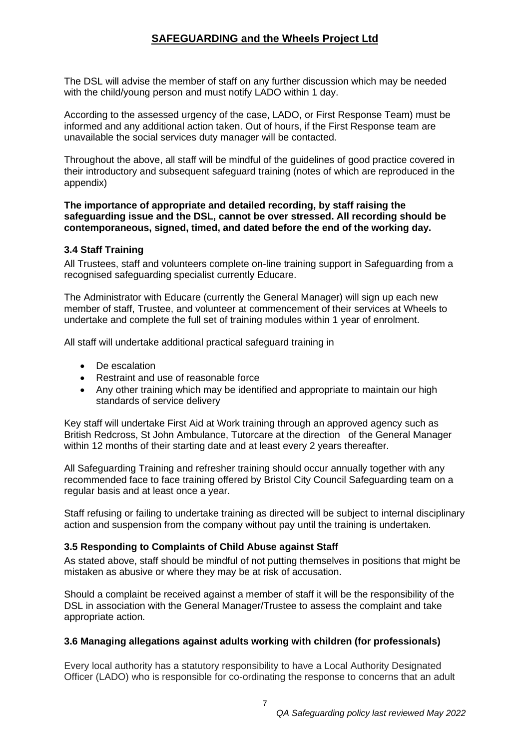The DSL will advise the member of staff on any further discussion which may be needed with the child/young person and must notify LADO within 1 day.

According to the assessed urgency of the case, LADO, or First Response Team) must be informed and any additional action taken. Out of hours, if the First Response team are unavailable the social services duty manager will be contacted.

Throughout the above, all staff will be mindful of the guidelines of good practice covered in their introductory and subsequent safeguard training (notes of which are reproduced in the appendix)

**The importance of appropriate and detailed recording, by staff raising the safeguarding issue and the DSL, cannot be over stressed. All recording should be contemporaneous, signed, timed, and dated before the end of the working day.**

### 3.4 Staff Training

All Trustees, staff and volunteers complete on-line training support in Safeguarding from a recognised safeguarding specialist currently Educare.

The Administrator with Educare (currently the General Manager) will sign up each new member of staff, Trustee, and volunteer at commencement of their services at Wheels to undertake and complete the full set of training modules within 1 year of enrolment.

All staff will undertake additional practical safeguard training in

- De escalation
- Restraint and use of reasonable force
- Any other training which may be identified and appropriate to maintain our high standards of service delivery

Key staff will undertake First Aid at Work training through an approved agency such as British Redcross, St John Ambulance, Tutorcare at the direction of the General Manager within 12 months of their starting date and at least every 2 years thereafter.

All Safeguarding Training and refresher training should occur annually together with any recommended face to face training offered by Bristol City Council Safeguarding team on a regular basis and at least once a year.

Staff refusing or failing to undertake training as directed will be subject to internal disciplinary action and suspension from the company without pay until the training is undertaken.

### 3.5 Responding to Complaints of Child Abuse against Staff

As stated above, staff should be mindful of not putting themselves in positions that might be mistaken as abusive or where they may be at risk of accusation.

Should a complaint be received against a member of staff it will be the responsibility of the DSL in association with the General Manager/Trustee to assess the complaint and take appropriate action.

### 3.6 Managing allegations against adults working with children (for professionals)

Every local authority has a statutory responsibility to have a Local Authority Designated Officer (LADO) who is responsible for co-ordinating the response to concerns that an adult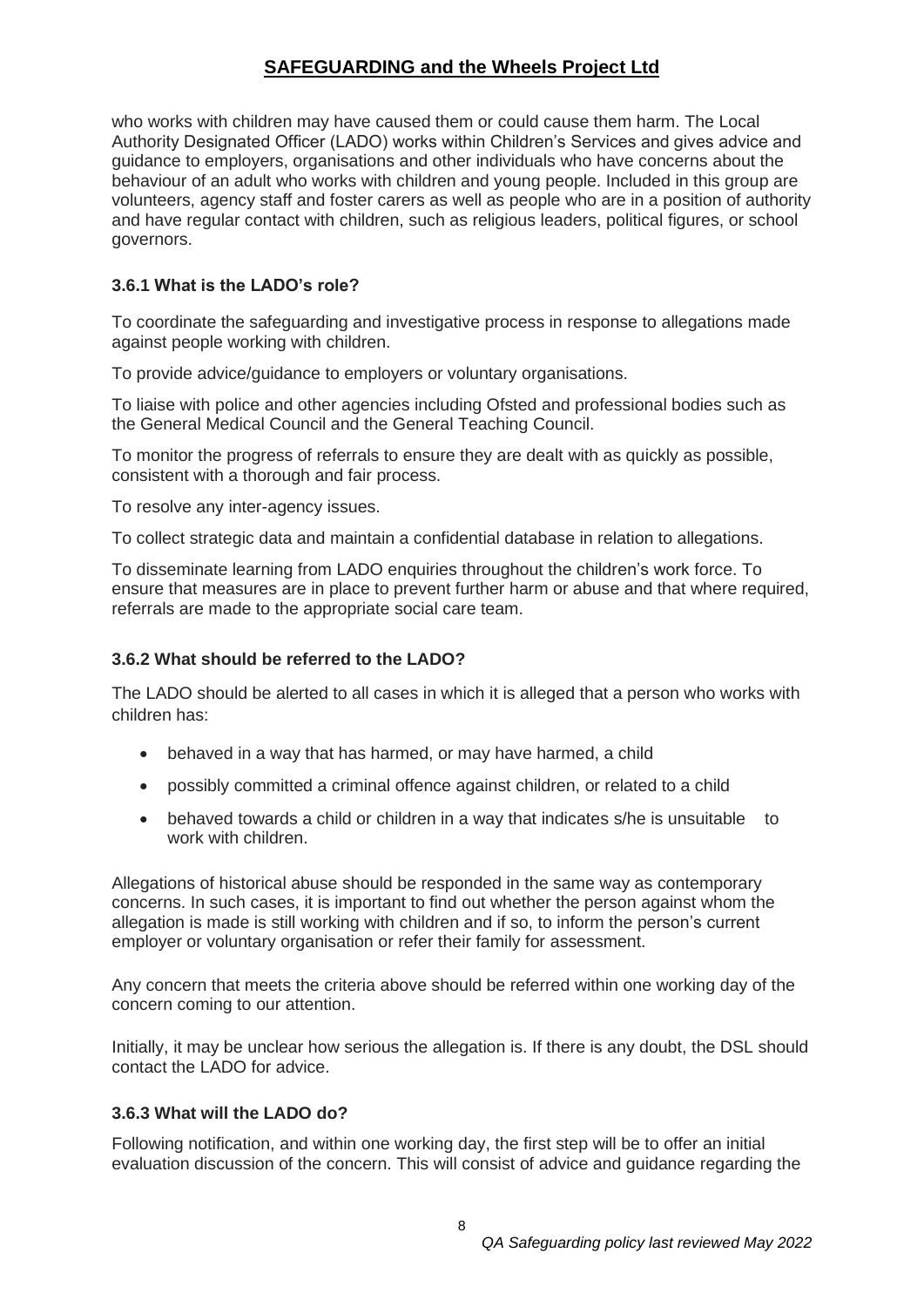who works with children may have caused them or could cause them harm. The Local Authority Designated Officer (LADO) works within Children's Services and gives advice and guidance to employers, organisations and other individuals who have concerns about the behaviour of an adult who works with children and young people. Included in this group are volunteers, agency staff and foster carers as well as people who are in a position of authority and have regular contact with children, such as religious leaders, political figures, or school governors.

### 3.6.1 What is the LADO's role?

To coordinate the safeguarding and investigative process in response to allegations made against people working with children.

To provide advice/guidance to employers or voluntary organisations.

To liaise with police and other agencies including Ofsted and professional bodies such as the General Medical Council and the General Teaching Council.

To monitor the progress of referrals to ensure they are dealt with as quickly as possible, consistent with a thorough and fair process.

To resolve any inter-agency issues.

To collect strategic data and maintain a confidential database in relation to allegations.

To disseminate learning from LADO enquiries throughout the children's work force. To ensure that measures are in place to prevent further harm or abuse and that where required, referrals are made to the appropriate social care team.

### 3.6.2 What should be referred to the LADO?

The LADO should be alerted to all cases in which it is alleged that a person who works with children has:

- behaved in a way that has harmed, or may have harmed, a child
- possibly committed a criminal offence against children, or related to a child
- behaved towards a child or children in a way that indicates s/he is unsuitable to work with children.

Allegations of historical abuse should be responded in the same way as contemporary concerns. In such cases, it is important to find out whether the person against whom the allegation is made is still working with children and if so, to inform the person's current employer or voluntary organisation or refer their family for assessment.

Any concern that meets the criteria above should be referred within one working day of the concern coming to our attention.

Initially, it may be unclear how serious the allegation is. If there is any doubt, the DSL should contact the LADO for advice.

### 3.6.3 What will the LADO do?

Following notification, and within one working day, the first step will be to offer an initial evaluation discussion of the concern. This will consist of advice and guidance regarding the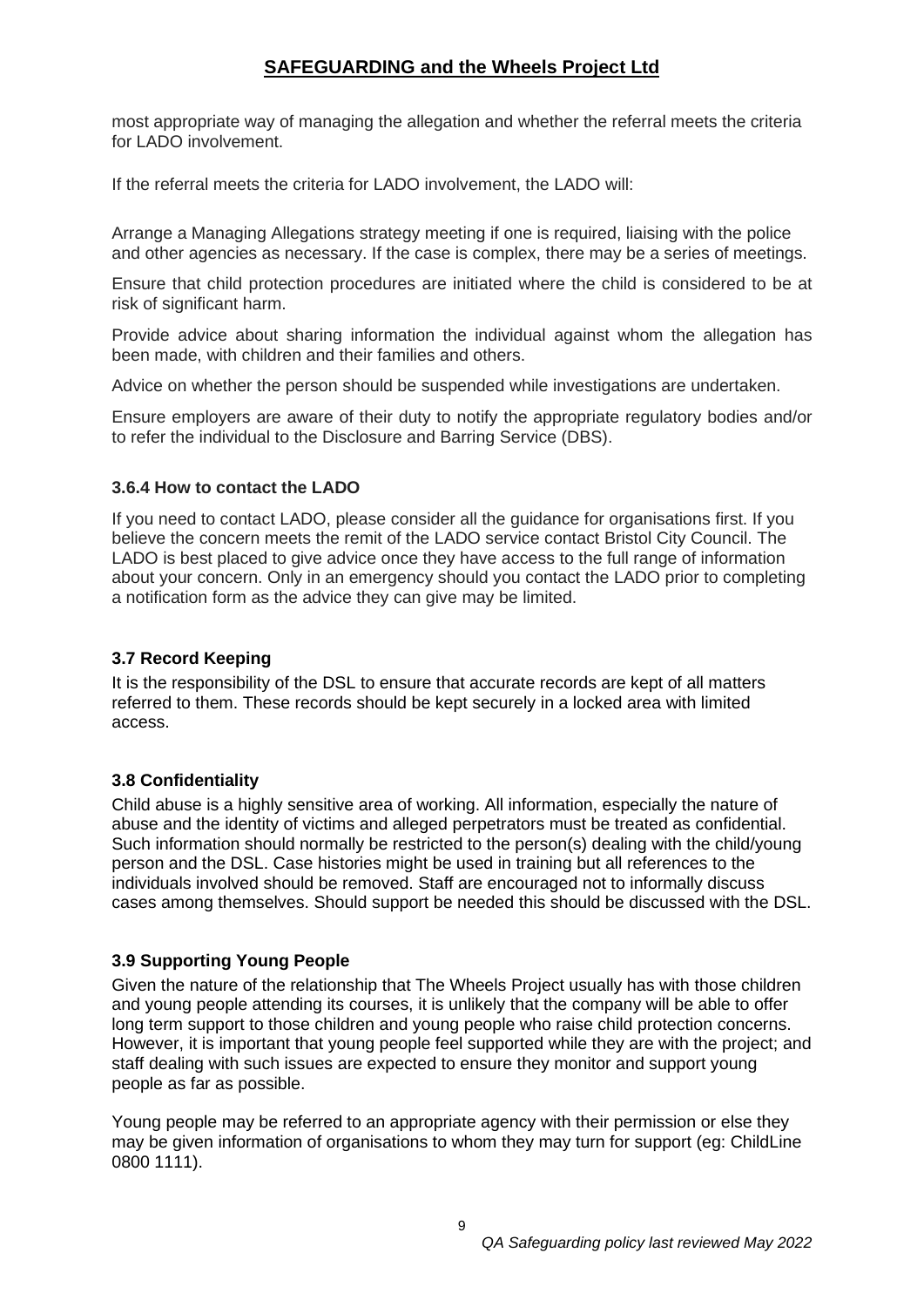most appropriate way of managing the allegation and whether the referral meets the criteria for LADO involvement.

If the referral meets the criteria for LADO involvement, the LADO will:

Arrange a Managing Allegations strategy meeting if one is required, liaising with the police and other agencies as necessary. If the case is complex, there may be a series of meetings.

Ensure that child protection procedures are initiated where the child is considered to be at risk of significant harm.

Provide advice about sharing information the individual against whom the allegation has been made, with children and their families and others.

Advice on whether the person should be suspended while investigations are undertaken.

Ensure employers are aware of their duty to notify the appropriate regulatory bodies and/or to refer the individual to the Disclosure and Barring Service (DBS).

#### 3.6.4 How to contact the LADO

If you need to contact LADO, please consider all the guidance for organisations first. If you believe the concern meets the remit of the LADO service contact Bristol City Council. The LADO is best placed to give advice once they have access to the full range of information about your concern. Only in an emergency should you contact the LADO prior to completing a notification form as the advice they can give may be limited.

### 3.7 Record Keeping

It is the responsibility of the DSL to ensure that accurate records are kept of all matters referred to them. These records should be kept securely in a locked area with limited access.

### 3.8 Confidentiality

Child abuse is a highly sensitive area of working. All information, especially the nature of abuse and the identity of victims and alleged perpetrators must be treated as confidential. Such information should normally be restricted to the person(s) dealing with the child/young person and the DSL. Case histories might be used in training but all references to the individuals involved should be removed. Staff are encouraged not to informally discuss cases among themselves. Should support be needed this should be discussed with the DSL.

### 3.9 Supporting Young People

Given the nature of the relationship that The Wheels Project usually has with those children and young people attending its courses, it is unlikely that the company will be able to offer long term support to those children and young people who raise child protection concerns. However, it is important that young people feel supported while they are with the project; and staff dealing with such issues are expected to ensure they monitor and support young people as far as possible.

Young people may be referred to an appropriate agency with their permission or else they may be given information of organisations to whom they may turn for support (eg: ChildLine 0800 1111).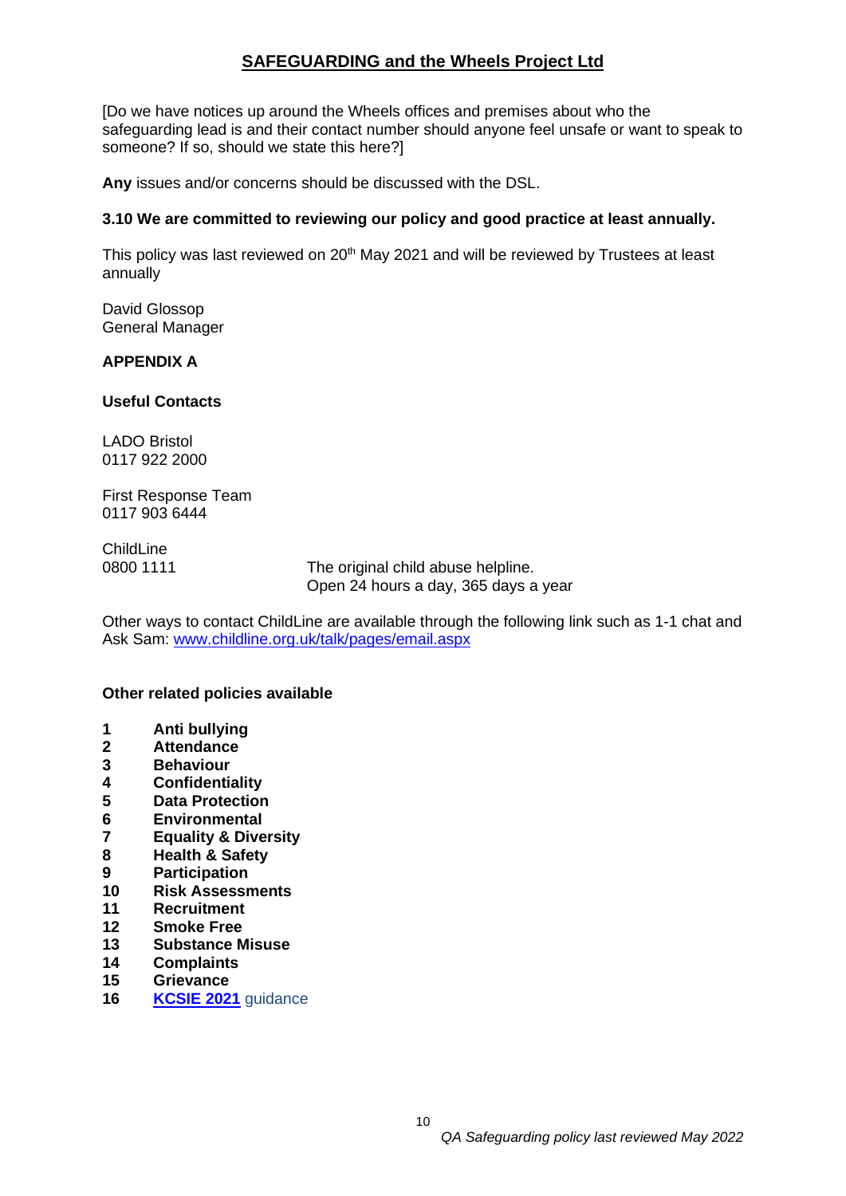# SAFEGUARDING and the Wheels Project Ltd

[Do we have notices up around the Wheels offices and premises about who the safeguarding lead is and their contact number should anyone feel unsafe or want to speak to someone? If so, should we state this here?]

**Any** issues and/or concerns should be discussed with the DSL.

**3.10 We are committed to reviewing our policy and good practice at least annually.**

This policy was last reviewed on 20th May 2021 and will be reviewed by Trustees at least annually

David Glossop
General Manager

**APPENDIX A**

**Useful Contacts**

LADO Bristol
0117 922 2000

First Response Team
0117 903 6444

ChildLine
0800 1111 — The original child abuse helpline. Open 24 hours a day, 365 days a year

Other ways to contact ChildLine are available through the following link such as 1-1 chat and Ask Sam: www.childline.org.uk/talk/pages/email.aspx

**Other related policies available**

1. **Anti bullying**
2. **Attendance**
3. **Behaviour**
4. **Confidentiality**
5. **Data Protection**
6. **Environmental**
7. **Equality & Diversity**
8. **Health & Safety**
9. **Participation**
10. **Risk Assessments**
11. **Recruitment**
12. **Smoke Free**
13. **Substance Misuse**
14. **Complaints**
15. **Grievance**
16. **KCSIE 2021** guidance

*QA Safeguarding policy last reviewed May 2022*